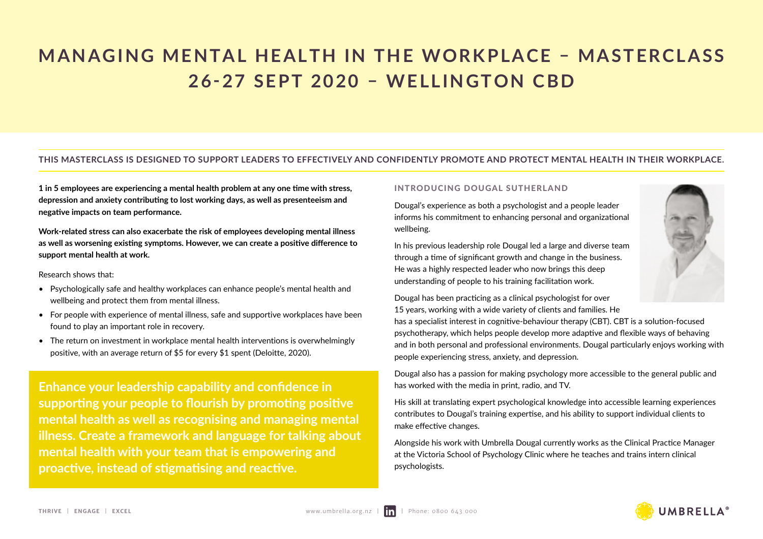# MANAGING MENTAL HEALTH IN THE WORKPLACE – MASTERCLASS 26-27 SEPT 2020 – WELLINGTON CBD

**THIS MASTERCLASS IS DESIGNED TO SUPPORT LEADERS TO EFFECTIVELY AND CONFIDENTLY PROMOTE AND PROTECT MENTAL HEALTH IN THEIR WORKPLACE.**

**1 in 5 employees are experiencing a mental health problem at any one time with stress, depression and anxiety contributing to lost working days, as well as presenteeism and negative impacts on team performance.**

**Work-related stress can also exacerbate the risk of employees developing mental illness as well as worsening existing symptoms. However, we can create a positive difference to support mental health at work.**

Research shows that:

- Psychologically safe and healthy workplaces can enhance people's mental health and wellbeing and protect them from mental illness.
- For people with experience of mental illness, safe and supportive workplaces have been found to play an important role in recovery.
- The return on investment in workplace mental health interventions is overwhelmingly positive, with an average return of $5 for every $1 spent (Deloitte, 2020).

**Enhance your leadership capability and confidence in supporting your people to flourish by promoting positive mental health as well as recognising and managing mental illness. Create a framework and language for talking about mental health with your team that is empowering and proactive, instead of stigmatising and reactive.**

## INTRODUCING DOUGAL SUTHERLAND

Dougal's experience as both a psychologist and a people leader informs his commitment to enhancing personal and organizational wellbeing.

In his previous leadership role Dougal led a large and diverse team through a time of significant growth and change in the business. He was a highly respected leader who now brings this deep understanding of people to his training facilitation work.

Dougal has been practicing as a clinical psychologist for over 15 years, working with a wide variety of clients and families. He has a specialist interest in cognitive-behaviour therapy (CBT). CBT is a solution-focused psychotherapy, which helps people develop more adaptive and flexible ways of behaving and in both personal and professional environments. Dougal particularly enjoys working with people experiencing stress, anxiety, and depression.

Dougal also has a passion for making psychology more accessible to the general public and has worked with the media in print, radio, and TV.

His skill at translating expert psychological knowledge into accessible learning experiences contributes to Dougal's training expertise, and his ability to support individual clients to make effective changes.

Alongside his work with Umbrella Dougal currently works as the Clinical Practice Manager at the Victoria School of Psychology Clinic where he teaches and trains intern clinical psychologists.

THRIVE | ENGAGE | EXCEL

www.umbrella.org.nz | Phone: 0800 643 000

UMBRELLA®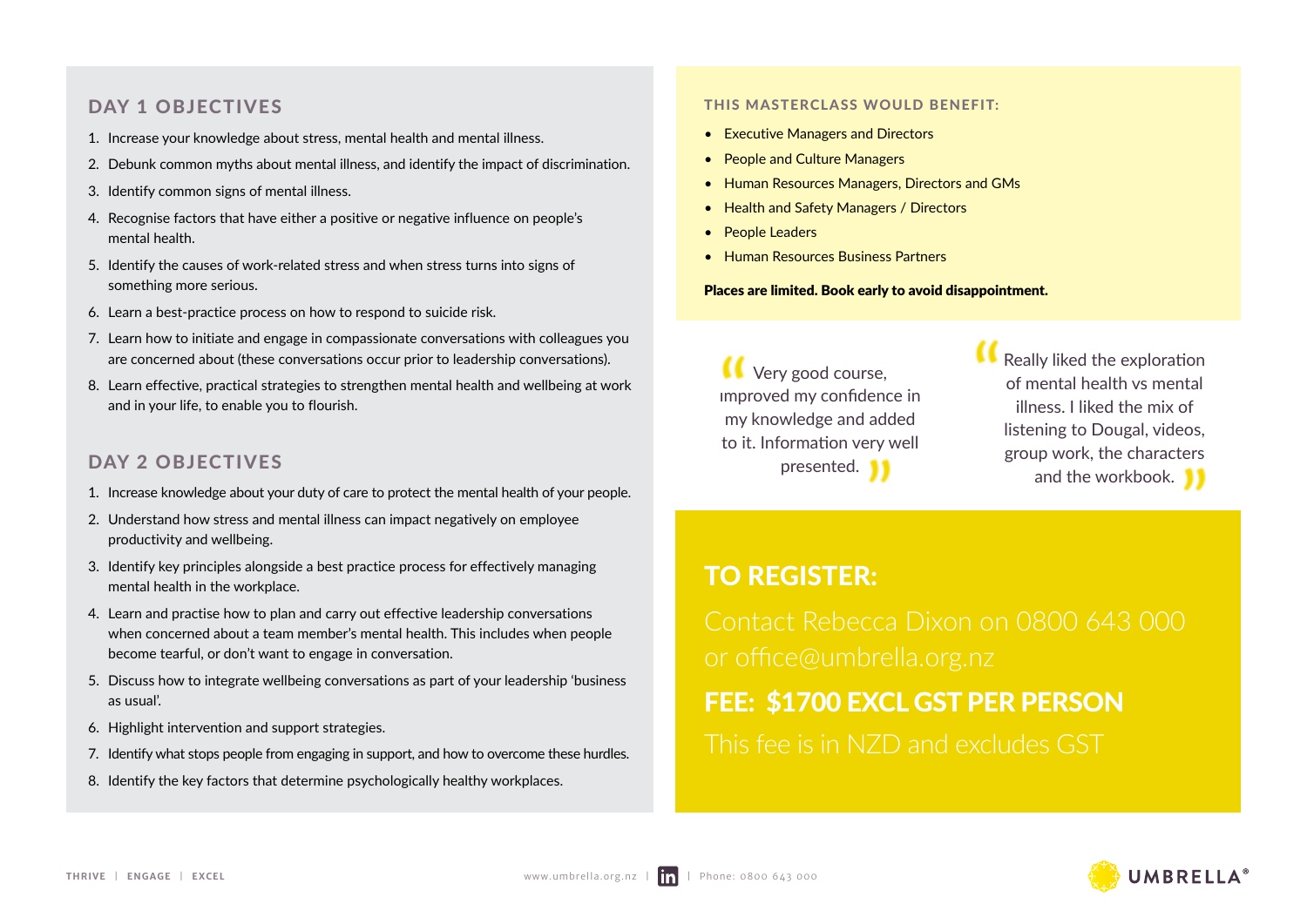## DAY 1 OBJECTIVES

1. Increase your knowledge about stress, mental health and mental illness.
2. Debunk common myths about mental illness, and identify the impact of discrimination.
3. Identify common signs of mental illness.
4. Recognise factors that have either a positive or negative influence on people's mental health.
5. Identify the causes of work-related stress and when stress turns into signs of something more serious.
6. Learn a best-practice process on how to respond to suicide risk.
7. Learn how to initiate and engage in compassionate conversations with colleagues you are concerned about (these conversations occur prior to leadership conversations).
8. Learn effective, practical strategies to strengthen mental health and wellbeing at work and in your life, to enable you to flourish.

## DAY 2 OBJECTIVES

1. Increase knowledge about your duty of care to protect the mental health of your people.
2. Understand how stress and mental illness can impact negatively on employee productivity and wellbeing.
3. Identify key principles alongside a best practice process for effectively managing mental health in the workplace.
4. Learn and practise how to plan and carry out effective leadership conversations when concerned about a team member's mental health. This includes when people become tearful, or don't want to engage in conversation.
5. Discuss how to integrate wellbeing conversations as part of your leadership 'business as usual'.
6. Highlight intervention and support strategies.
7. Identify what stops people from engaging in support, and how to overcome these hurdles.
8. Identify the key factors that determine psychologically healthy workplaces.

### THIS MASTERCLASS WOULD BENEFIT:

- Executive Managers and Directors
- People and Culture Managers
- Human Resources Managers, Directors and GMs
- Health and Safety Managers / Directors
- People Leaders
- Human Resources Business Partners

**Places are limited. Book early to avoid disappointment.**

"Very good course, improved my confidence in my knowledge and added to it. Information very well presented."

"Really liked the exploration of mental health vs mental illness. I liked the mix of listening to Dougal, videos, group work, the characters and the workbook."

## TO REGISTER:

Contact Rebecca Dixon on 0800 643 000 or office@umbrella.org.nz

**FEE: $1700 EXCL GST PER PERSON**

This fee is in NZD and excludes GST

THRIVE | ENGAGE | EXCEL

www.umbrella.org.nz | Phone: 0800 643 000

UMBRELLA®